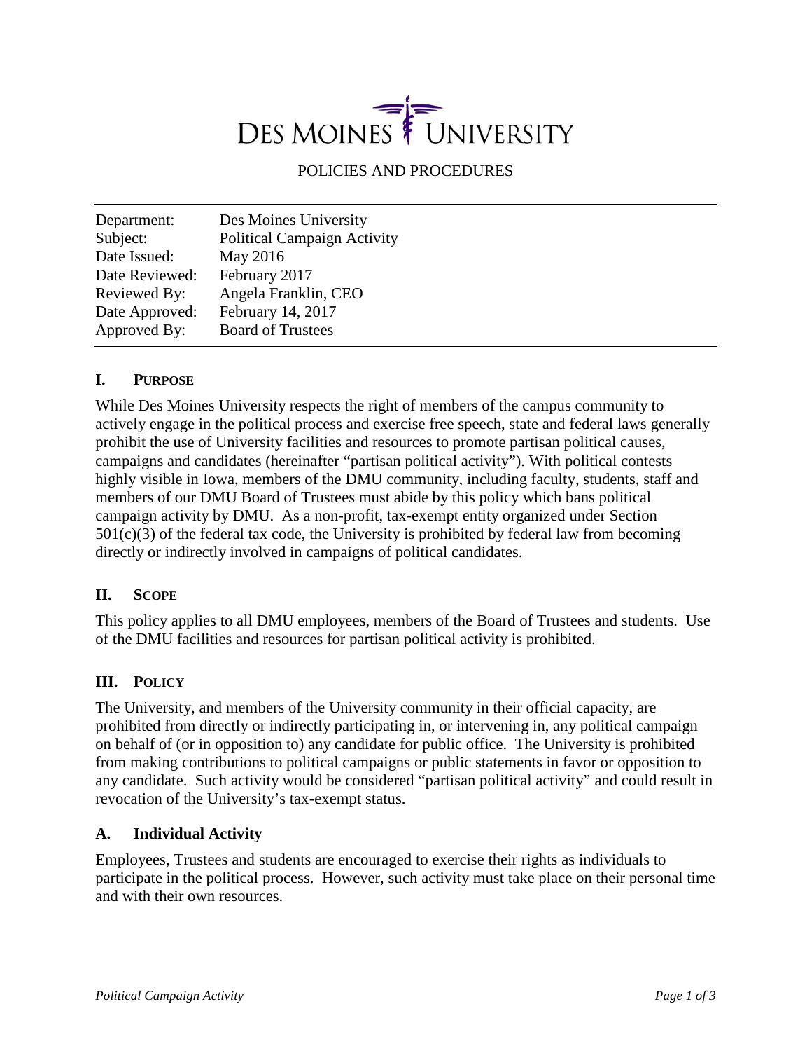# DES MOINES UNIVERSITY

POLICIES AND PROCEDURES

| | |
|---|---|
| Department: | Des Moines University |
| Subject: | Political Campaign Activity |
| Date Issued: | May 2016 |
| Date Reviewed: | February 2017 |
| Reviewed By: | Angela Franklin, CEO |
| Date Approved: | February 14, 2017 |
| Approved By: | Board of Trustees |

## I. PURPOSE

While Des Moines University respects the right of members of the campus community to actively engage in the political process and exercise free speech, state and federal laws generally prohibit the use of University facilities and resources to promote partisan political causes, campaigns and candidates (hereinafter "partisan political activity"). With political contests highly visible in Iowa, members of the DMU community, including faculty, students, staff and members of our DMU Board of Trustees must abide by this policy which bans political campaign activity by DMU. As a non-profit, tax-exempt entity organized under Section 501(c)(3) of the federal tax code, the University is prohibited by federal law from becoming directly or indirectly involved in campaigns of political candidates.

## II. SCOPE

This policy applies to all DMU employees, members of the Board of Trustees and students. Use of the DMU facilities and resources for partisan political activity is prohibited.

## III. POLICY

The University, and members of the University community in their official capacity, are prohibited from directly or indirectly participating in, or intervening in, any political campaign on behalf of (or in opposition to) any candidate for public office. The University is prohibited from making contributions to political campaigns or public statements in favor or opposition to any candidate. Such activity would be considered "partisan political activity" and could result in revocation of the University's tax-exempt status.

### A. Individual Activity

Employees, Trustees and students are encouraged to exercise their rights as individuals to participate in the political process. However, such activity must take place on their personal time and with their own resources.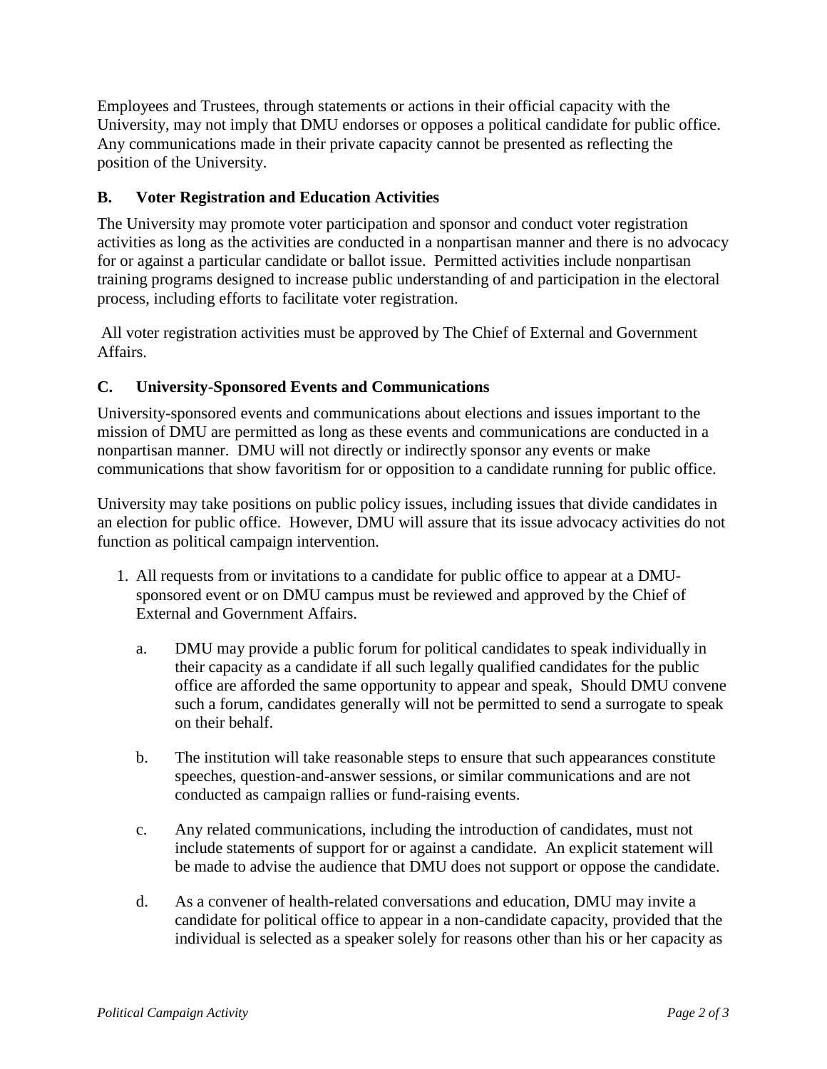Employees and Trustees, through statements or actions in their official capacity with the University, may not imply that DMU endorses or opposes a political candidate for public office. Any communications made in their private capacity cannot be presented as reflecting the position of the University.

### B. Voter Registration and Education Activities

The University may promote voter participation and sponsor and conduct voter registration activities as long as the activities are conducted in a nonpartisan manner and there is no advocacy for or against a particular candidate or ballot issue. Permitted activities include nonpartisan training programs designed to increase public understanding of and participation in the electoral process, including efforts to facilitate voter registration.

All voter registration activities must be approved by The Chief of External and Government Affairs.

### C. University-Sponsored Events and Communications

University-sponsored events and communications about elections and issues important to the mission of DMU are permitted as long as these events and communications are conducted in a nonpartisan manner. DMU will not directly or indirectly sponsor any events or make communications that show favoritism for or opposition to a candidate running for public office.

University may take positions on public policy issues, including issues that divide candidates in an election for public office. However, DMU will assure that its issue advocacy activities do not function as political campaign intervention.

1. All requests from or invitations to a candidate for public office to appear at a DMU-sponsored event or on DMU campus must be reviewed and approved by the Chief of External and Government Affairs.

   a. DMU may provide a public forum for political candidates to speak individually in their capacity as a candidate if all such legally qualified candidates for the public office are afforded the same opportunity to appear and speak, Should DMU convene such a forum, candidates generally will not be permitted to send a surrogate to speak on their behalf.

   b. The institution will take reasonable steps to ensure that such appearances constitute speeches, question-and-answer sessions, or similar communications and are not conducted as campaign rallies or fund-raising events.

   c. Any related communications, including the introduction of candidates, must not include statements of support for or against a candidate. An explicit statement will be made to advise the audience that DMU does not support or oppose the candidate.

   d. As a convener of health-related conversations and education, DMU may invite a candidate for political office to appear in a non-candidate capacity, provided that the individual is selected as a speaker solely for reasons other than his or her capacity as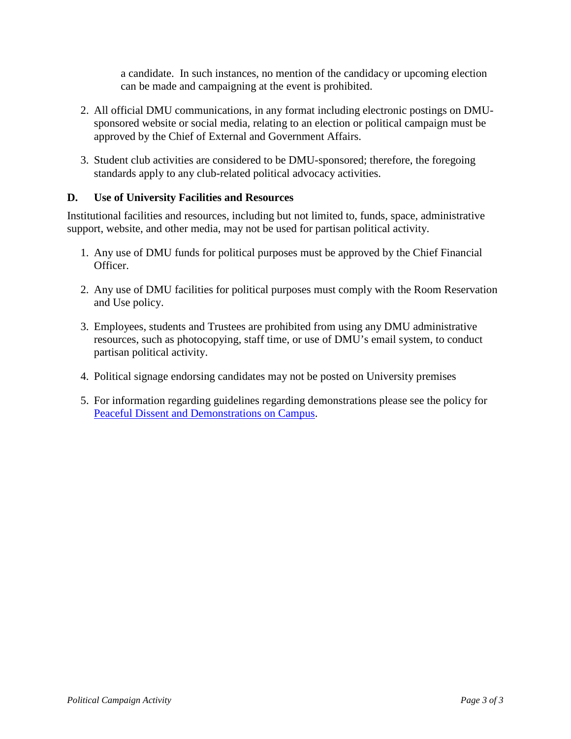a candidate. In such instances, no mention of the candidacy or upcoming election can be made and campaigning at the event is prohibited.

2. All official DMU communications, in any format including electronic postings on DMU-sponsored website or social media, relating to an election or political campaign must be approved by the Chief of External and Government Affairs.

3. Student club activities are considered to be DMU-sponsored; therefore, the foregoing standards apply to any club-related political advocacy activities.

### D. Use of University Facilities and Resources

Institutional facilities and resources, including but not limited to, funds, space, administrative support, website, and other media, may not be used for partisan political activity.

1. Any use of DMU funds for political purposes must be approved by the Chief Financial Officer.

2. Any use of DMU facilities for political purposes must comply with the Room Reservation and Use policy.

3. Employees, students and Trustees are prohibited from using any DMU administrative resources, such as photocopying, staff time, or use of DMU's email system, to conduct partisan political activity.

4. Political signage endorsing candidates may not be posted on University premises

5. For information regarding guidelines regarding demonstrations please see the policy for Peaceful Dissent and Demonstrations on Campus.